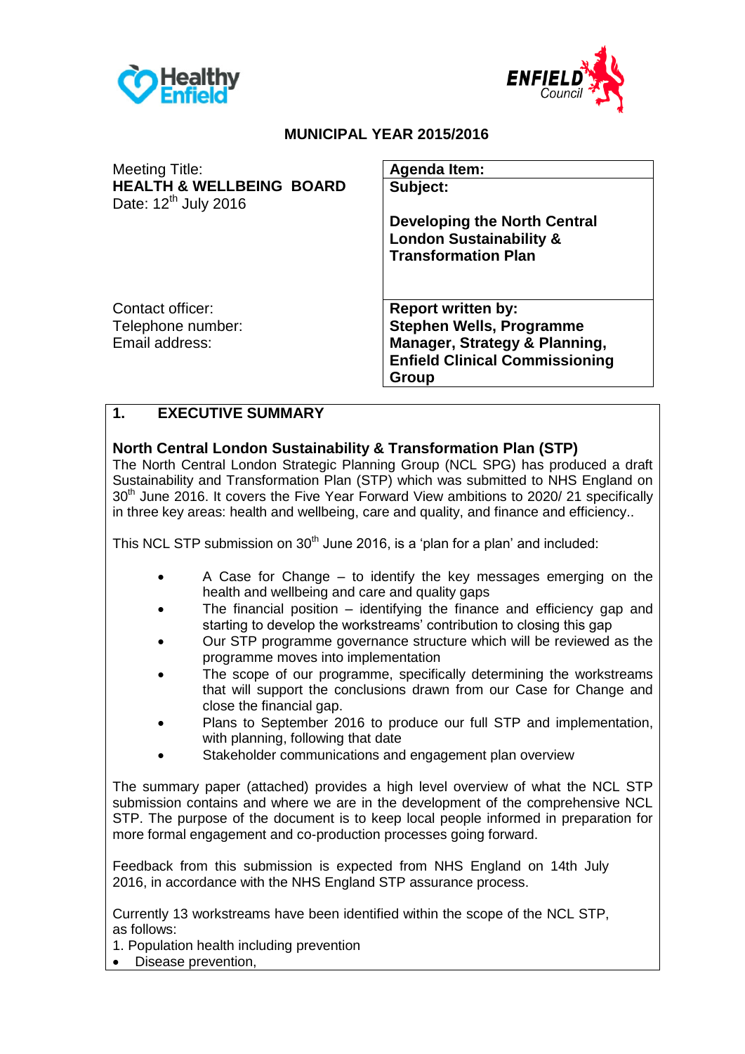**MUNICIPAL YEAR 2015/2016**

| Meeting Title: **HEALTH & WELLBEING BOARD** Date: 12th July 2016 | **Agenda Item:** |
|---|---|
| | **Subject:** **Developing the North Central London Sustainability & Transformation Plan** |
| Contact officer: Telephone number: Email address: | **Report written by: Stephen Wells, Programme Manager, Strategy & Planning, Enfield Clinical Commissioning Group** |

## 1. EXECUTIVE SUMMARY

### North Central London Sustainability & Transformation Plan (STP)

The North Central London Strategic Planning Group (NCL SPG) has produced a draft Sustainability and Transformation Plan (STP) which was submitted to NHS England on 30th June 2016. It covers the Five Year Forward View ambitions to 2020/ 21 specifically in three key areas: health and wellbeing, care and quality, and finance and efficiency..

This NCL STP submission on 30th June 2016, is a 'plan for a plan' and included:

- A Case for Change – to identify the key messages emerging on the health and wellbeing and care and quality gaps
- The financial position – identifying the finance and efficiency gap and starting to develop the workstreams' contribution to closing this gap
- Our STP programme governance structure which will be reviewed as the programme moves into implementation
- The scope of our programme, specifically determining the workstreams that will support the conclusions drawn from our Case for Change and close the financial gap.
- Plans to September 2016 to produce our full STP and implementation, with planning, following that date
- Stakeholder communications and engagement plan overview

The summary paper (attached) provides a high level overview of what the NCL STP submission contains and where we are in the development of the comprehensive NCL STP. The purpose of the document is to keep local people informed in preparation for more formal engagement and co-production processes going forward.

Feedback from this submission is expected from NHS England on 14th July 2016, in accordance with the NHS England STP assurance process.

Currently 13 workstreams have been identified within the scope of the NCL STP, as follows:

1. Population health including prevention

- Disease prevention,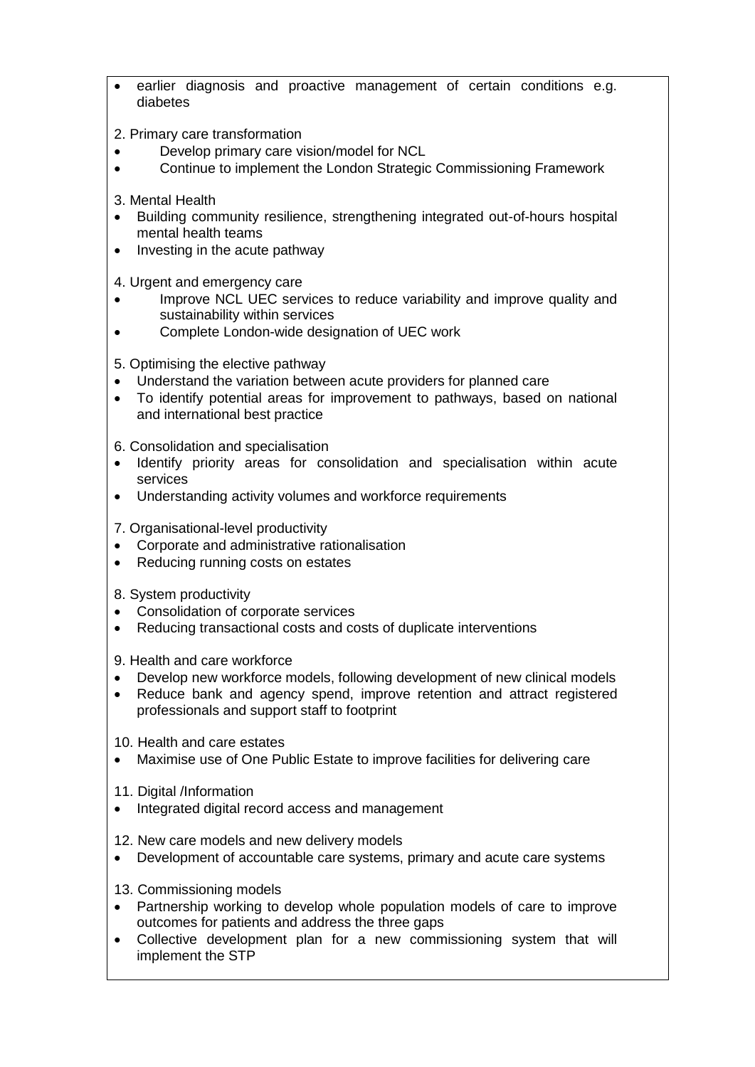- earlier diagnosis and proactive management of certain conditions e.g. diabetes

2. Primary care transformation
- Develop primary care vision/model for NCL
- Continue to implement the London Strategic Commissioning Framework

3. Mental Health
- Building community resilience, strengthening integrated out-of-hours hospital mental health teams
- Investing in the acute pathway

4. Urgent and emergency care
- Improve NCL UEC services to reduce variability and improve quality and sustainability within services
- Complete London-wide designation of UEC work

5. Optimising the elective pathway
- Understand the variation between acute providers for planned care
- To identify potential areas for improvement to pathways, based on national and international best practice

6. Consolidation and specialisation
- Identify priority areas for consolidation and specialisation within acute services
- Understanding activity volumes and workforce requirements

7. Organisational-level productivity
- Corporate and administrative rationalisation
- Reducing running costs on estates

8. System productivity
- Consolidation of corporate services
- Reducing transactional costs and costs of duplicate interventions

9. Health and care workforce
- Develop new workforce models, following development of new clinical models
- Reduce bank and agency spend, improve retention and attract registered professionals and support staff to footprint

10. Health and care estates
- Maximise use of One Public Estate to improve facilities for delivering care

11. Digital /Information
- Integrated digital record access and management

12. New care models and new delivery models
- Development of accountable care systems, primary and acute care systems

13. Commissioning models
- Partnership working to develop whole population models of care to improve outcomes for patients and address the three gaps
- Collective development plan for a new commissioning system that will implement the STP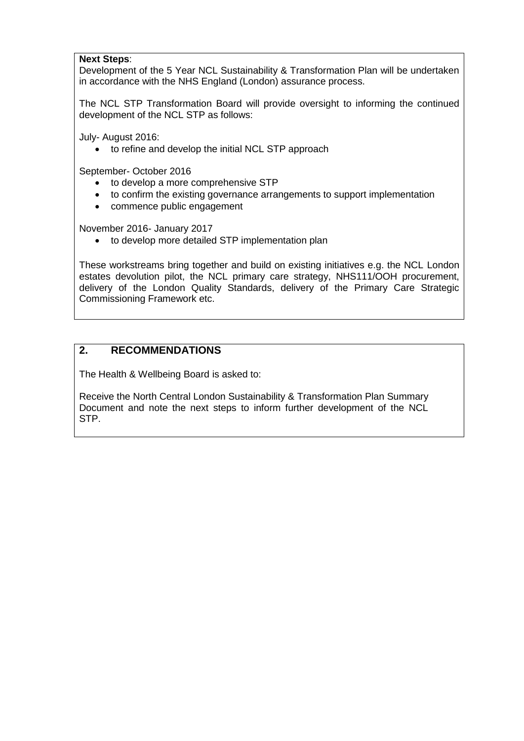**Next Steps**:
Development of the 5 Year NCL Sustainability & Transformation Plan will be undertaken in accordance with the NHS England (London) assurance process.

The NCL STP Transformation Board will provide oversight to informing the continued development of the NCL STP as follows:

July- August 2016:

- to refine and develop the initial NCL STP approach

September- October 2016

- to develop a more comprehensive STP
- to confirm the existing governance arrangements to support implementation
- commence public engagement

November 2016- January 2017

- to develop more detailed STP implementation plan

These workstreams bring together and build on existing initiatives e.g. the NCL London estates devolution pilot, the NCL primary care strategy, NHS111/OOH procurement, delivery of the London Quality Standards, delivery of the Primary Care Strategic Commissioning Framework etc.

## 2. RECOMMENDATIONS

The Health & Wellbeing Board is asked to:

Receive the North Central London Sustainability & Transformation Plan Summary Document and note the next steps to inform further development of the NCL STP.